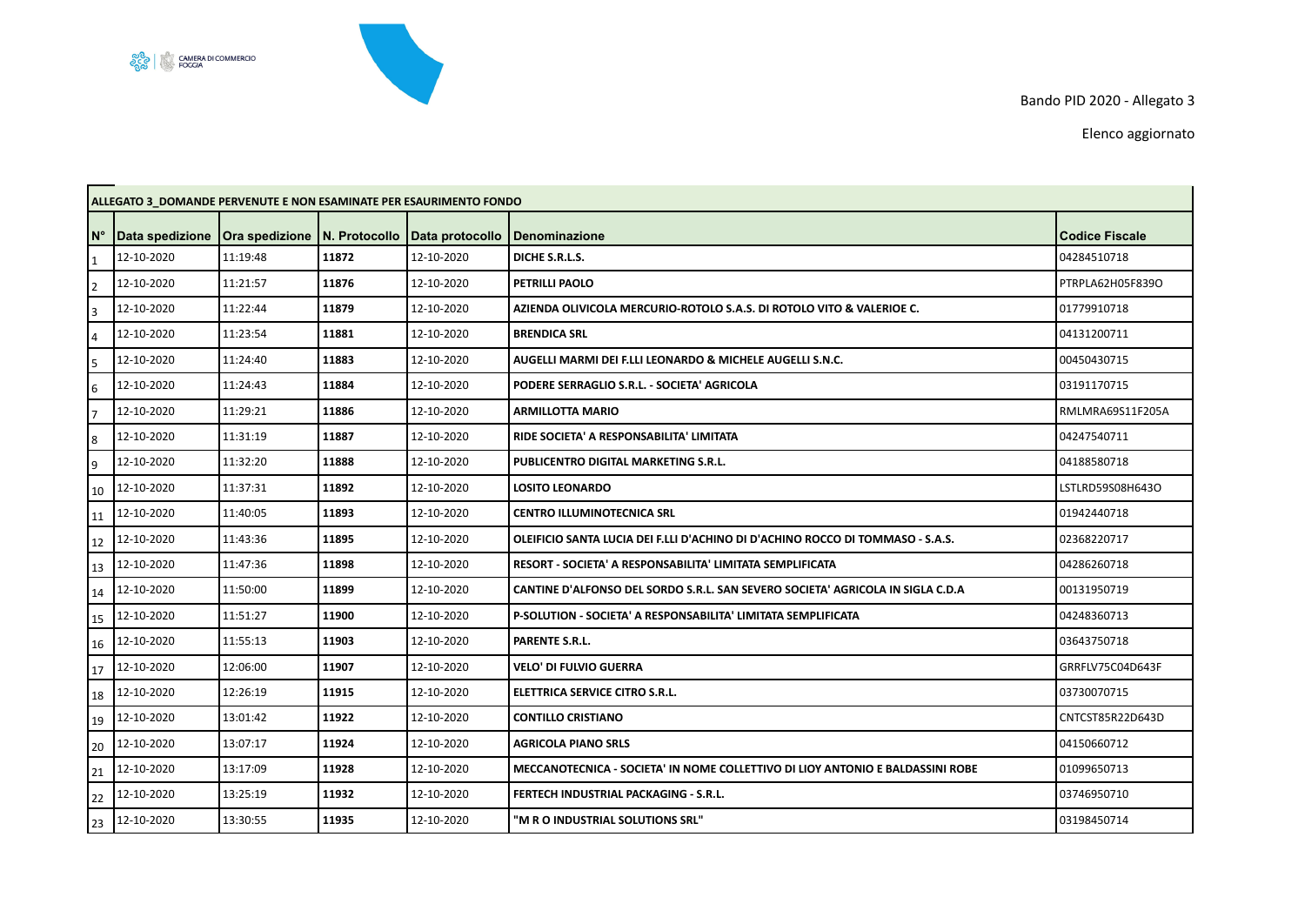Bando PID 2020 - Allegato 3

Elenco aggiornato

| ALLEGATO 3_DOMANDE PERVENUTE E NON ESAMINATE PER ESAURIMENTO FONDO | | | | | | |
|---|---|---|---|---|---|---|
| N° | Data spedizione | Ora spedizione | N. Protocollo | Data protocollo | Denominazione | Codice Fiscale |
| 1 | 12-10-2020 | 11:19:48 | **11872** | 12-10-2020 | **DICHE S.R.L.S.** | 04284510718 |
| 2 | 12-10-2020 | 11:21:57 | **11876** | 12-10-2020 | **PETRILLI PAOLO** | PTRPLA62H05F839O |
| 3 | 12-10-2020 | 11:22:44 | **11879** | 12-10-2020 | **AZIENDA OLIVICOLA MERCURIO-ROTOLO S.A.S. DI ROTOLO VITO & VALERIOE C.** | 01779910718 |
| 4 | 12-10-2020 | 11:23:54 | **11881** | 12-10-2020 | **BRENDICA SRL** | 04131200711 |
| 5 | 12-10-2020 | 11:24:40 | **11883** | 12-10-2020 | **AUGELLI MARMI DEI F.LLI LEONARDO & MICHELE AUGELLI S.N.C.** | 00450430715 |
| 6 | 12-10-2020 | 11:24:43 | **11884** | 12-10-2020 | **PODERE SERRAGLIO S.R.L. - SOCIETA' AGRICOLA** | 03191170715 |
| 7 | 12-10-2020 | 11:29:21 | **11886** | 12-10-2020 | **ARMILLOTTA MARIO** | RMLMRA69S11F205A |
| 8 | 12-10-2020 | 11:31:19 | **11887** | 12-10-2020 | **RIDE SOCIETA' A RESPONSABILITA' LIMITATA** | 04247540711 |
| 9 | 12-10-2020 | 11:32:20 | **11888** | 12-10-2020 | **PUBLICENTRO DIGITAL MARKETING S.R.L.** | 04188580718 |
| 10 | 12-10-2020 | 11:37:31 | **11892** | 12-10-2020 | **LOSITO LEONARDO** | LSTLRD59S08H643O |
| 11 | 12-10-2020 | 11:40:05 | **11893** | 12-10-2020 | **CENTRO ILLUMINOTECNICA SRL** | 01942440718 |
| 12 | 12-10-2020 | 11:43:36 | **11895** | 12-10-2020 | **OLEIFICIO SANTA LUCIA DEI F.LLI D'ACHINO DI D'ACHINO ROCCO DI TOMMASO - S.A.S.** | 02368220717 |
| 13 | 12-10-2020 | 11:47:36 | **11898** | 12-10-2020 | **RESORT - SOCIETA' A RESPONSABILITA' LIMITATA SEMPLIFICATA** | 04286260718 |
| 14 | 12-10-2020 | 11:50:00 | **11899** | 12-10-2020 | **CANTINE D'ALFONSO DEL SORDO S.R.L. SAN SEVERO SOCIETA' AGRICOLA IN SIGLA C.D.A** | 00131950719 |
| 15 | 12-10-2020 | 11:51:27 | **11900** | 12-10-2020 | **P-SOLUTION - SOCIETA' A RESPONSABILITA' LIMITATA SEMPLIFICATA** | 04248360713 |
| 16 | 12-10-2020 | 11:55:13 | **11903** | 12-10-2020 | **PARENTE S.R.L.** | 03643750718 |
| 17 | 12-10-2020 | 12:06:00 | **11907** | 12-10-2020 | **VELO' DI FULVIO GUERRA** | GRRFLV75C04D643F |
| 18 | 12-10-2020 | 12:26:19 | **11915** | 12-10-2020 | **ELETTRICA SERVICE CITRO S.R.L.** | 03730070715 |
| 19 | 12-10-2020 | 13:01:42 | **11922** | 12-10-2020 | **CONTILLO CRISTIANO** | CNTCST85R22D643D |
| 20 | 12-10-2020 | 13:07:17 | **11924** | 12-10-2020 | **AGRICOLA PIANO SRLS** | 04150660712 |
| 21 | 12-10-2020 | 13:17:09 | **11928** | 12-10-2020 | **MECCANOTECNICA - SOCIETA' IN NOME COLLETTIVO DI LIOY ANTONIO E BALDASSINI ROBE** | 01099650713 |
| 22 | 12-10-2020 | 13:25:19 | **11932** | 12-10-2020 | **FERTECH INDUSTRIAL PACKAGING - S.R.L.** | 03746950710 |
| 23 | 12-10-2020 | 13:30:55 | **11935** | 12-10-2020 | **"M R O INDUSTRIAL SOLUTIONS SRL"** | 03198450714 |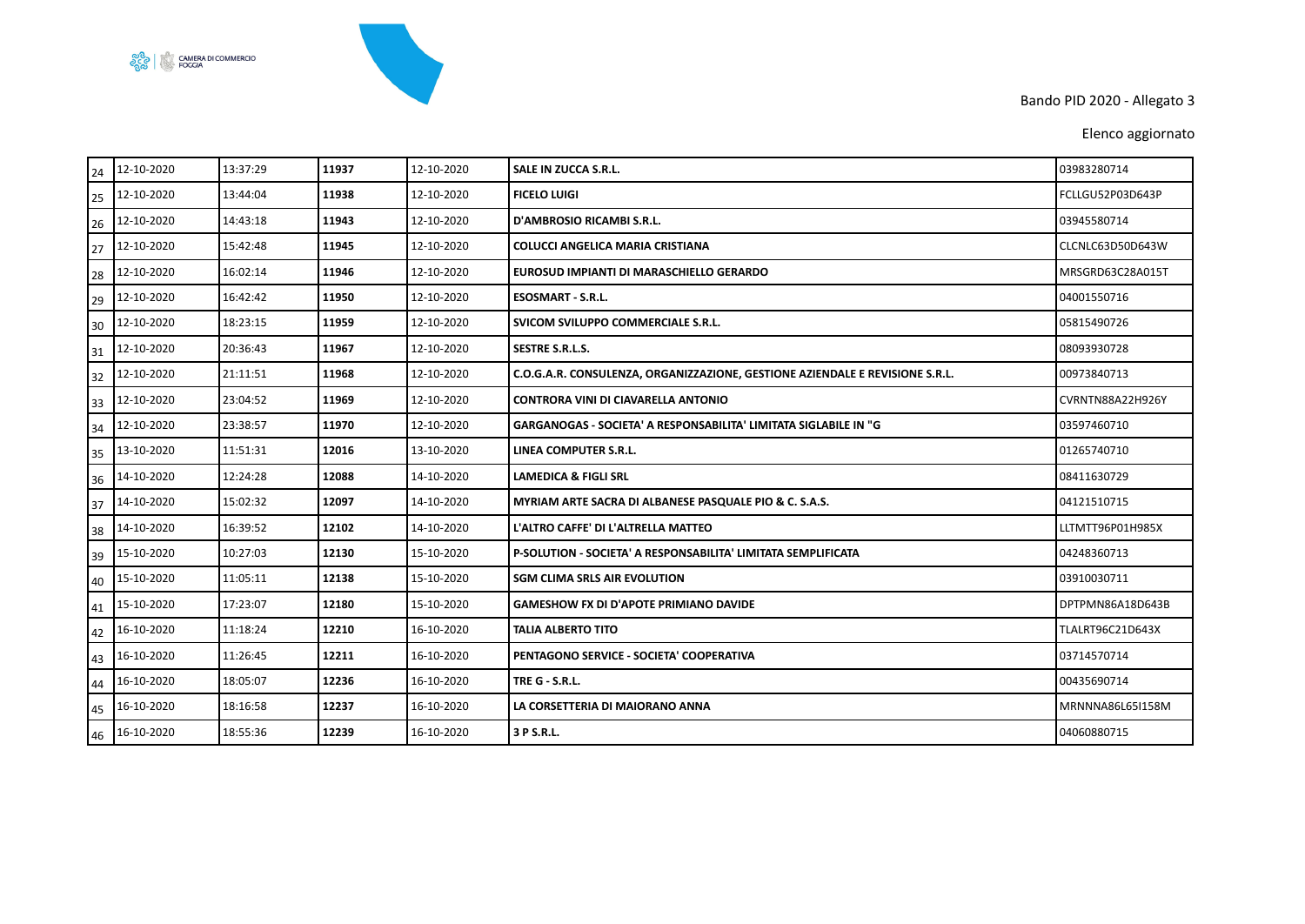Bando PID 2020 - Allegato 3

Elenco aggiornato

| | | | | | | |
|---|---|---|---|---|---|---|
| 24 | 12-10-2020 | 13:37:29 | **11937** | 12-10-2020 | **SALE IN ZUCCA S.R.L.** | 03983280714 |
| 25 | 12-10-2020 | 13:44:04 | **11938** | 12-10-2020 | **FICELO LUIGI** | FCLLGU52P03D643P |
| 26 | 12-10-2020 | 14:43:18 | **11943** | 12-10-2020 | **D'AMBROSIO RICAMBI S.R.L.** | 03945580714 |
| 27 | 12-10-2020 | 15:42:48 | **11945** | 12-10-2020 | **COLUCCI ANGELICA MARIA CRISTIANA** | CLCNLC63D50D643W |
| 28 | 12-10-2020 | 16:02:14 | **11946** | 12-10-2020 | **EUROSUD IMPIANTI DI MARASCHIELLO GERARDO** | MRSGRD63C28A015T |
| 29 | 12-10-2020 | 16:42:42 | **11950** | 12-10-2020 | **ESOSMART - S.R.L.** | 04001550716 |
| 30 | 12-10-2020 | 18:23:15 | **11959** | 12-10-2020 | **SVICOM SVILUPPO COMMERCIALE S.R.L.** | 05815490726 |
| 31 | 12-10-2020 | 20:36:43 | **11967** | 12-10-2020 | **SESTRE S.R.L.S.** | 08093930728 |
| 32 | 12-10-2020 | 21:11:51 | **11968** | 12-10-2020 | **C.O.G.A.R. CONSULENZA, ORGANIZZAZIONE, GESTIONE AZIENDALE E REVISIONE S.R.L.** | 00973840713 |
| 33 | 12-10-2020 | 23:04:52 | **11969** | 12-10-2020 | **CONTRORA VINI DI CIAVARELLA ANTONIO** | CVRNTN88A22H926Y |
| 34 | 12-10-2020 | 23:38:57 | **11970** | 12-10-2020 | **GARGANOGAS - SOCIETA' A RESPONSABILITA' LIMITATA SIGLABILE IN "G** | 03597460710 |
| 35 | 13-10-2020 | 11:51:31 | **12016** | 13-10-2020 | **LINEA COMPUTER S.R.L.** | 01265740710 |
| 36 | 14-10-2020 | 12:24:28 | **12088** | 14-10-2020 | **LAMEDICA & FIGLI SRL** | 08411630729 |
| 37 | 14-10-2020 | 15:02:32 | **12097** | 14-10-2020 | **MYRIAM ARTE SACRA DI ALBANESE PASQUALE PIO & C. S.A.S.** | 04121510715 |
| 38 | 14-10-2020 | 16:39:52 | **12102** | 14-10-2020 | **L'ALTRO CAFFE' DI L'ALTRELLA MATTEO** | LLTMTT96P01H985X |
| 39 | 15-10-2020 | 10:27:03 | **12130** | 15-10-2020 | **P-SOLUTION - SOCIETA' A RESPONSABILITA' LIMITATA SEMPLIFICATA** | 04248360713 |
| 40 | 15-10-2020 | 11:05:11 | **12138** | 15-10-2020 | **SGM CLIMA SRLS AIR EVOLUTION** | 03910030711 |
| 41 | 15-10-2020 | 17:23:07 | **12180** | 15-10-2020 | **GAMESHOW FX DI D'APOTE PRIMIANO DAVIDE** | DPTPMN86A18D643B |
| 42 | 16-10-2020 | 11:18:24 | **12210** | 16-10-2020 | **TALIA ALBERTO TITO** | TLALRT96C21D643X |
| 43 | 16-10-2020 | 11:26:45 | **12211** | 16-10-2020 | **PENTAGONO SERVICE - SOCIETA' COOPERATIVA** | 03714570714 |
| 44 | 16-10-2020 | 18:05:07 | **12236** | 16-10-2020 | **TRE G - S.R.L.** | 00435690714 |
| 45 | 16-10-2020 | 18:16:58 | **12237** | 16-10-2020 | **LA CORSETTERIA DI MAIORANO ANNA** | MRNNNA86L65I158M |
| 46 | 16-10-2020 | 18:55:36 | **12239** | 16-10-2020 | **3 P S.R.L.** | 04060880715 |